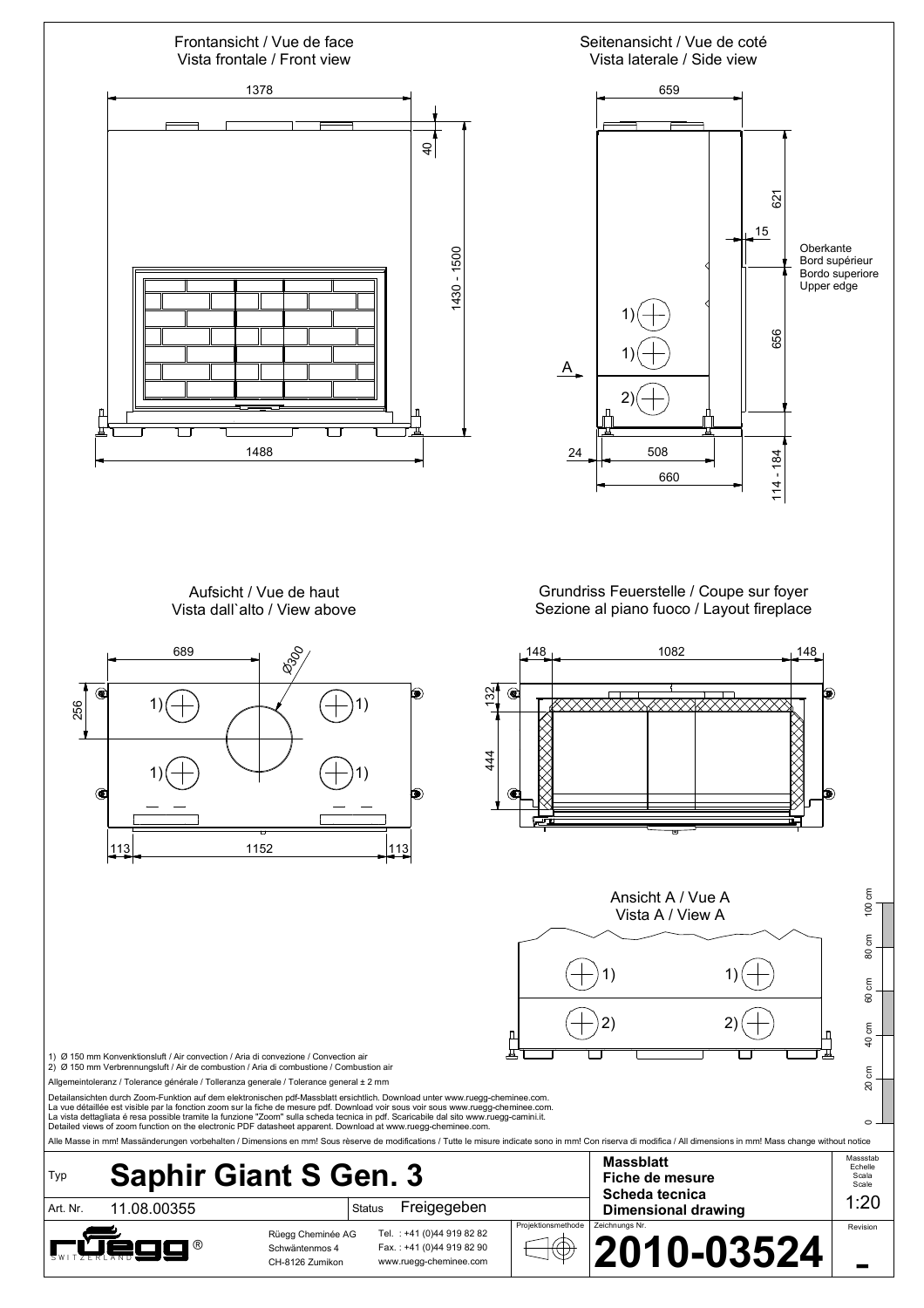## Frontansicht / Vue de face / Vista frontale / Front view

1378

40

1430 - 1500

1488

## Seitenansicht / Vue de coté / Vista laterale / Side view

659

621

15

Oberkante
Bord supérieur
Bordo superiore
Upper edge

656

A

1)

1)

2)

24

508

660

114 - 184

## Aufsicht / Vue de haut / Vista dall`alto / View above

689

Ø300

256

1) 1) 1) 1)

113 1152 113

## Grundriss Feuerstelle / Coupe sur foyer / Sezione al piano fuoco / Layout fireplace

148 1082 148

132

444

## Ansicht A / Vue A / Vista A / View A

1) 1)

2) 2)

0 · 20 cm · 40 cm · 60 cm · 80 cm · 100 cm

1) Ø 150 mm Konvenktionsluft / Air convection / Aria di convezione / Convection air
2) Ø 150 mm Verbrennungsluft / Air de combustion / Aria di combustione / Combustion air

Allgemeintoleranz / Tolerance générale / Tolleranza generale / Tolerance general ± 2 mm

Detailansichten durch Zoom-Funktion auf dem elektronischen pdf-Massblatt ersichtlich. Download unter www.ruegg-cheminee.com.
La vue détaillée est visible par la fonction zoom sur la fiche de mesure pdf. Download voir sous voir sous www.ruegg-cheminee.com.
La vista dettagliata é resa possible tramite la funzione "Zoom" sulla scheda tecnica in pdf. Scaricabile dal sito www.ruegg-camini.it.
Detailed views of zoom function on the electronic PDF datasheet apparent. Download at www.ruegg-cheminee.com.

Alle Masse in mm! Massänderungen vorbehalten / Dimensions en mm! Sous rèserve de modifications / Tutte le misure indicate sono in mm! Con riserva di modifica / All dimensions in mm! Mass change without notice

| Typ | **Saphir Giant S Gen. 3** | | **Massblatt** / **Fiche de mesure** / **Scheda tecnica** / **Dimensional drawing** | Massstab / Echelle / Scala / Scale: 1:20 |
|---|---|---|---|---|
| Art. Nr. | 11.08.00355 | Status: Freigegeben | | |
| rüegg® SWITZERLAND | Rüegg Cheminée AG, Schwäntenmos 4, CH-8126 Zumikon | Tel. : +41 (0)44 919 82 82, Fax. : +41 (0)44 919 82 90, www.ruegg-cheminee.com | Projektionsmethode / Zeichnungs Nr.: **2010-03524** | Revision: - |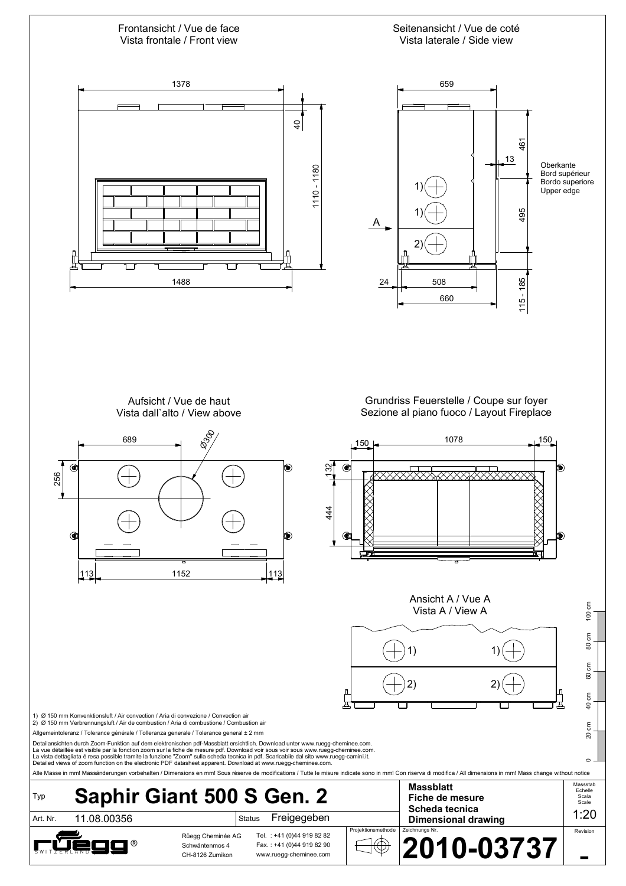Frontansicht / Vue de face
Vista frontale / Front view

1378

40

1110 - 1180

1488

Seitenansicht / Vue de coté
Vista laterale / Side view

659

461

13

Oberkante
Bord supérieur
Bordo superiore
Upper edge

1)

1)

2)

A

495

24

508

660

115 - 185

Aufsicht / Vue de haut
Vista dall`alto / View above

689

Ø300

256

113

1152

113

Grundriss Feuerstelle / Coupe sur foyer
Sezione al piano fuoco / Layout Fireplace

150

1078

150

132

444

Ansicht A / Vue A
Vista A / View A

1) 1)

2) 2)

1) Ø 150 mm Konvenktionsluft / Air convection / Aria di convezione / Convection air
2) Ø 150 mm Verbrennungsluft / Air de combustion / Aria di combustione / Combustion air

Allgemeintoleranz / Tolerance générale / Tolleranza generale / Tolerance general ± 2 mm

Detailansichten durch Zoom-Funktion auf dem elektronischen pdf-Massblatt ersichtlich. Download unter www.ruegg-cheminee.com.
La vue détaillée est visible par la fonction zoom sur la fiche de mesure pdf. Download voir sous voir sous www.ruegg-cheminee.com.
La vista dettagliata é resa possible tramite la funzione "Zoom" sulla scheda tecnica in pdf. Scaricabile dal sito www.ruegg-camini.it.
Detailed views of zoom function on the electronic PDF datasheet apparent. Download at www.ruegg-cheminee.com.

Alle Masse in mm! Massänderungen vorbehalten / Dimensions en mm! Sous rèserve de modifications / Tutte le misure indicate sono in mm! Con riserva di modifica / All dimensions in mm! Mass change without notice

0 | 20 cm | 40 cm | 60 cm | 80 cm | 100 cm

| Typ | **Saphir Giant 500 S Gen. 2** | | **Massblatt / Fiche de mesure / Scheda tecnica / Dimensional drawing** | Massstab / Echelle / Scala / Scale: 1:20 |
|---|---|---|---|---|
| Art. Nr. | 11.08.00356 | Status: Freigegeben | | |
| rüegg SWITZERLAND® | Rüegg Cheminée AG, Schwäntenmos 4, CH-8126 Zumikon | Tel. : +41 (0)44 919 82 82, Fax. : +41 (0)44 919 82 90, www.ruegg-cheminee.com | Projektionsmethode / Zeichnungs Nr.: **2010-03737** | Revision: **-** |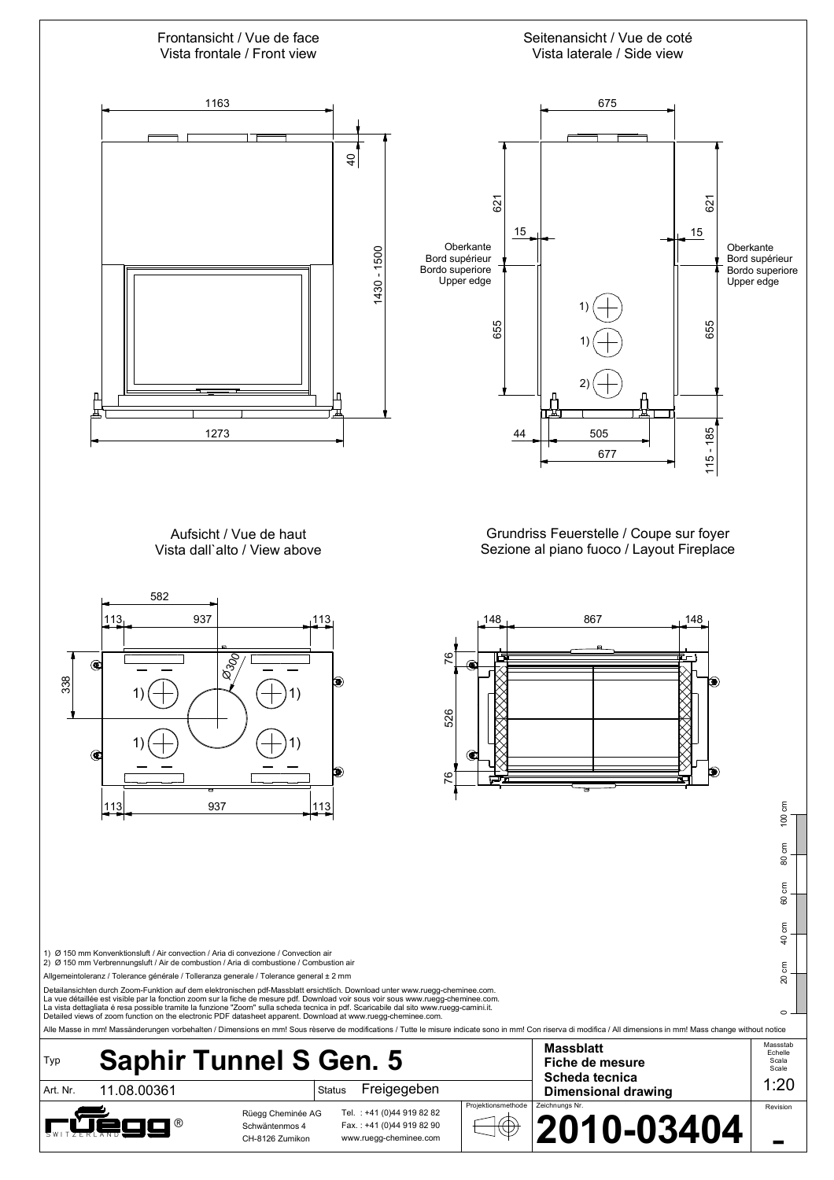Frontansicht / Vue de face
Vista frontale / Front view

1163
40
1430 - 1500
1273

Seitenansicht / Vue de coté
Vista laterale / Side view

675
621
15
Oberkante
Bord supérieur
Bordo superiore
Upper edge
655
1)
1)
2)
44
505
677
115 - 185

Aufsicht / Vue de haut
Vista dall`alto / View above

582
113
937
113
338
Ø300
1)
1)
1)
1)
113
937
113

Grundriss Feuerstelle / Coupe sur foyer
Sezione al piano fuoco / Layout Fireplace

148
867
148
76
526
76

0
20 cm
40 cm
60 cm
80 cm
100 cm

1) Ø 150 mm Konvenktionsluft / Air de convection / Aria di convezione / Convection air
2) Ø 150 mm Verbrennungsluft / Air de combustion / Aria di combustione / Combustion air

Allgemeintoleranz / Tolerance générale / Tolleranza generale / Tolerance general ± 2 mm

Detailansichten durch Zoom-Funktion auf dem elektronischen pdf-Massblatt ersichtlich. Download unter www.ruegg-cheminee.com.
La vue détaillée est visible par la fonction zoom sur la fiche de mesure pdf. Download voir sous voir sous www.ruegg-cheminee.com.
La vista dettagliata é resa possible tramite la funzione "Zoom" sulla scheda tecnica in pdf. Scaricabile dal sito www.ruegg-camini.it.
Detailed views of zoom function on the electronic PDF datasheet apparent. Download at www.ruegg-cheminee.com.

Alle Masse in mm! Massänderungen vorbehalten / Dimensions en mm! Sous rèserve de modifications / Tutte le misure indicate sono in mm! Con riserva di modifica / All dimensions in mm! Mass change without notice

| | | | |
|---|---|---|---|
| Typ | **Saphir Tunnel S Gen. 5** | **Massblatt** **Fiche de mesure** **Scheda tecnica** **Dimensional drawing** | Massstab Echelle Scala Scale 1:20 |
| Art. Nr. 11.08.00361 | Status Freigegeben | | |
| rüegg® SWITZERLAND | Rüegg Cheminée AG Schwäntenmos 4 CH-8126 Zumikon — Tel. : +41 (0)44 919 82 82 Fax. : +41 (0)44 919 82 90 www.ruegg-cheminee.com — Projektionsmethode | Zeichnungs Nr. **2010-03404** | Revision **-** |